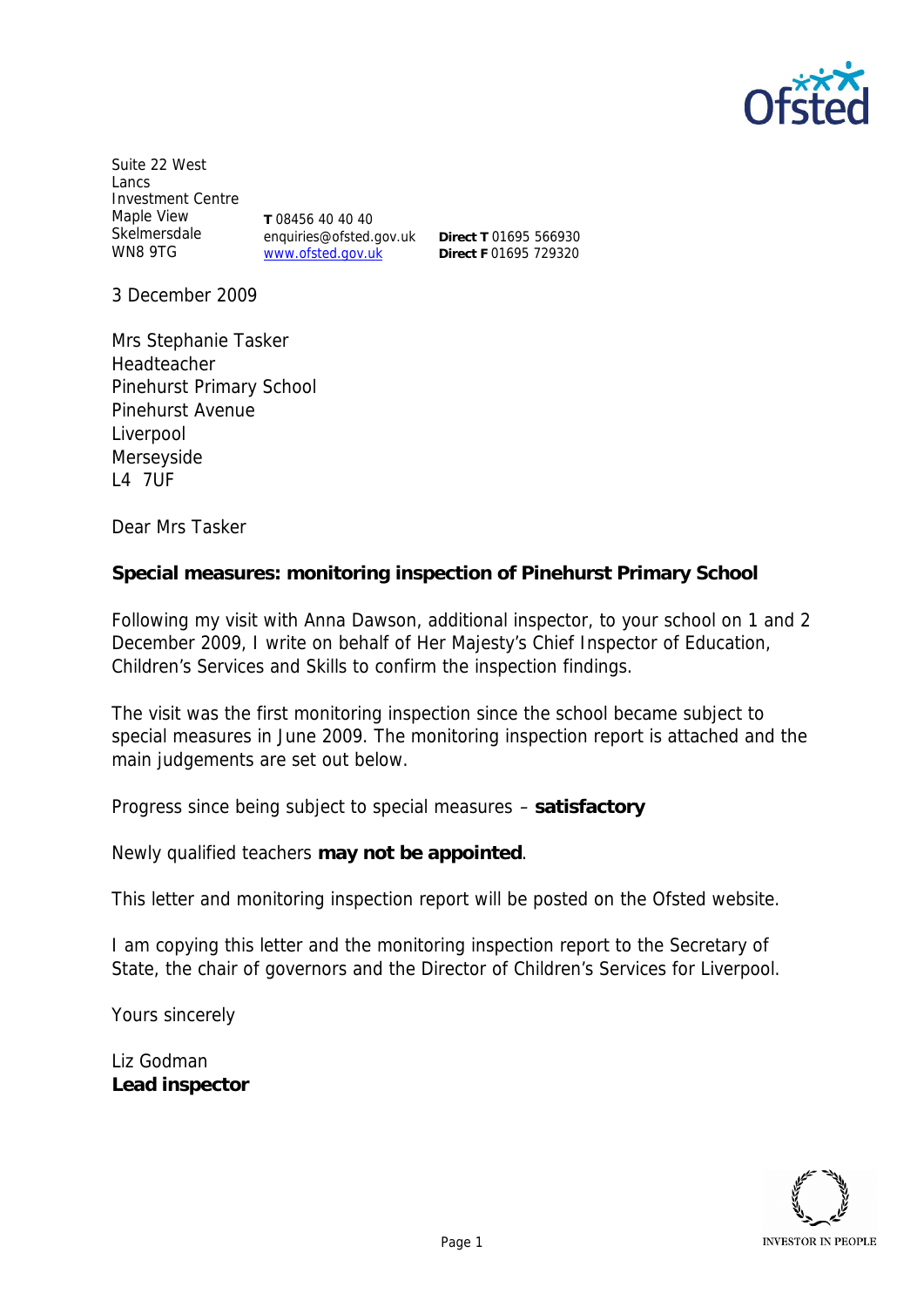Suite 22 West Lancs Investment Centre
Maple View
Skelmersdale
WN8 9TG

**T** 08456 40 40 40
enquiries@ofsted.gov.uk
www.ofsted.gov.uk

**Direct T** 01695 566930
**Direct F** 01695 729320

3 December 2009

Mrs Stephanie Tasker
Headteacher
Pinehurst Primary School
Pinehurst Avenue
Liverpool
Merseyside
L4 7UF

Dear Mrs Tasker

**Special measures: monitoring inspection of Pinehurst Primary School**

Following my visit with Anna Dawson, additional inspector, to your school on 1 and 2 December 2009, I write on behalf of Her Majesty's Chief Inspector of Education, Children's Services and Skills to confirm the inspection findings.

The visit was the first monitoring inspection since the school became subject to special measures in June 2009. The monitoring inspection report is attached and the main judgements are set out below.

Progress since being subject to special measures – **satisfactory**

Newly qualified teachers **may not be appointed**.

This letter and monitoring inspection report will be posted on the Ofsted website.

I am copying this letter and the monitoring inspection report to the Secretary of State, the chair of governors and the Director of Children's Services for Liverpool.

Yours sincerely

Liz Godman
**Lead inspector**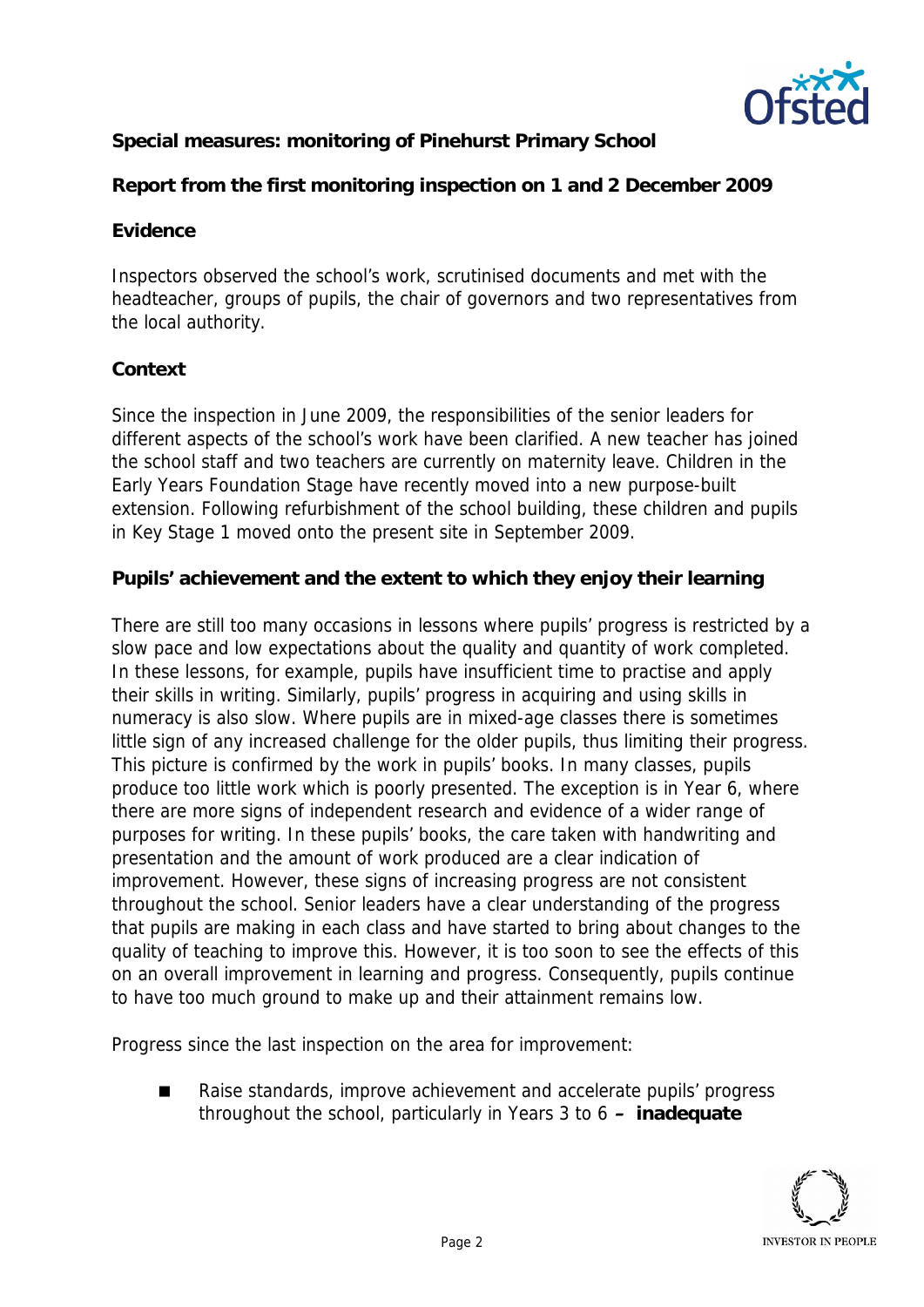**Special measures: monitoring of Pinehurst Primary School**

**Report from the first monitoring inspection on 1 and 2 December 2009**

**Evidence**

Inspectors observed the school's work, scrutinised documents and met with the headteacher, groups of pupils, the chair of governors and two representatives from the local authority.

**Context**

Since the inspection in June 2009, the responsibilities of the senior leaders for different aspects of the school's work have been clarified. A new teacher has joined the school staff and two teachers are currently on maternity leave. Children in the Early Years Foundation Stage have recently moved into a new purpose-built extension. Following refurbishment of the school building, these children and pupils in Key Stage 1 moved onto the present site in September 2009.

**Pupils' achievement and the extent to which they enjoy their learning**

There are still too many occasions in lessons where pupils' progress is restricted by a slow pace and low expectations about the quality and quantity of work completed. In these lessons, for example, pupils have insufficient time to practise and apply their skills in writing. Similarly, pupils' progress in acquiring and using skills in numeracy is also slow. Where pupils are in mixed-age classes there is sometimes little sign of any increased challenge for the older pupils, thus limiting their progress. This picture is confirmed by the work in pupils' books. In many classes, pupils produce too little work which is poorly presented. The exception is in Year 6, where there are more signs of independent research and evidence of a wider range of purposes for writing. In these pupils' books, the care taken with handwriting and presentation and the amount of work produced are a clear indication of improvement. However, these signs of increasing progress are not consistent throughout the school. Senior leaders have a clear understanding of the progress that pupils are making in each class and have started to bring about changes to the quality of teaching to improve this. However, it is too soon to see the effects of this on an overall improvement in learning and progress. Consequently, pupils continue to have too much ground to make up and their attainment remains low.

Progress since the last inspection on the area for improvement:

- Raise standards, improve achievement and accelerate pupils' progress throughout the school, particularly in Years 3 to 6 **– inadequate**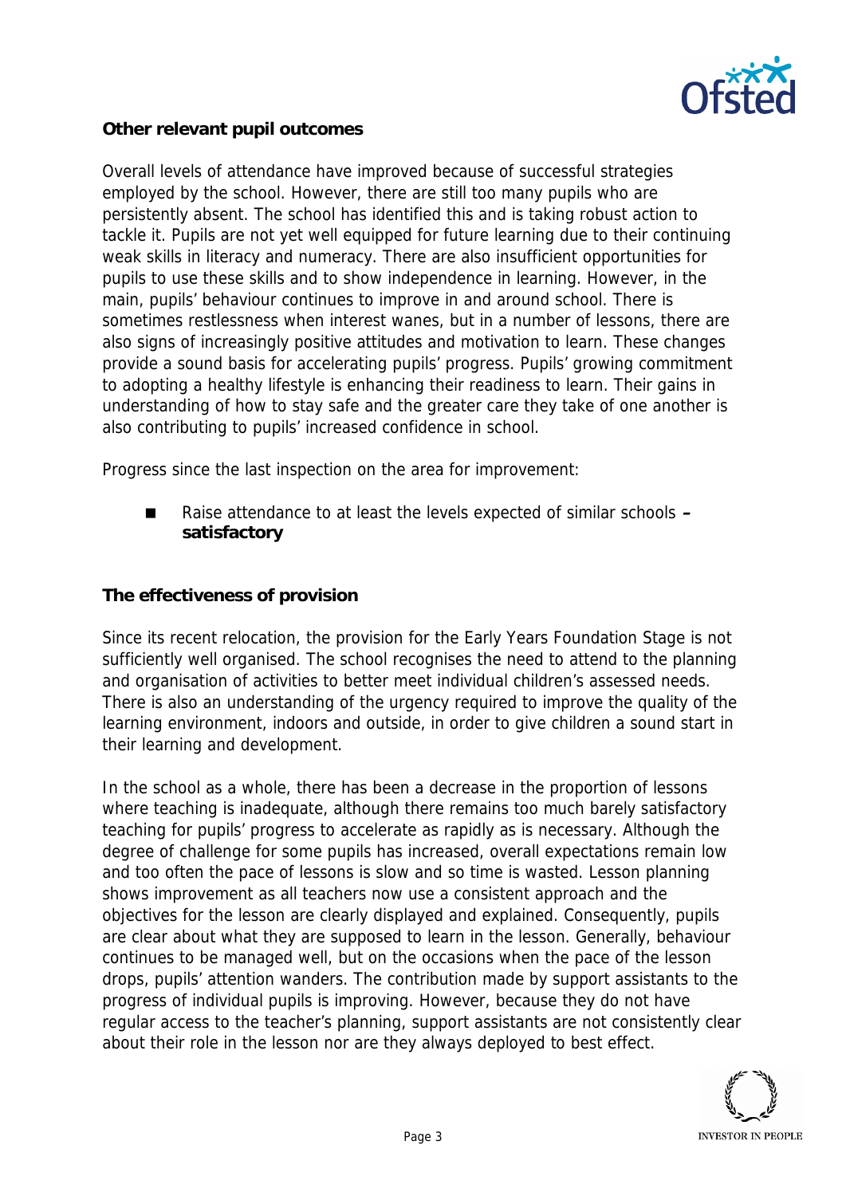### Other relevant pupil outcomes

Overall levels of attendance have improved because of successful strategies employed by the school. However, there are still too many pupils who are persistently absent. The school has identified this and is taking robust action to tackle it. Pupils are not yet well equipped for future learning due to their continuing weak skills in literacy and numeracy. There are also insufficient opportunities for pupils to use these skills and to show independence in learning. However, in the main, pupils' behaviour continues to improve in and around school. There is sometimes restlessness when interest wanes, but in a number of lessons, there are also signs of increasingly positive attitudes and motivation to learn. These changes provide a sound basis for accelerating pupils' progress. Pupils' growing commitment to adopting a healthy lifestyle is enhancing their readiness to learn. Their gains in understanding of how to stay safe and the greater care they take of one another is also contributing to pupils' increased confidence in school.

Progress since the last inspection on the area for improvement:

- Raise attendance to at least the levels expected of similar schools – **satisfactory**

### The effectiveness of provision

Since its recent relocation, the provision for the Early Years Foundation Stage is not sufficiently well organised. The school recognises the need to attend to the planning and organisation of activities to better meet individual children's assessed needs. There is also an understanding of the urgency required to improve the quality of the learning environment, indoors and outside, in order to give children a sound start in their learning and development.

In the school as a whole, there has been a decrease in the proportion of lessons where teaching is inadequate, although there remains too much barely satisfactory teaching for pupils' progress to accelerate as rapidly as is necessary. Although the degree of challenge for some pupils has increased, overall expectations remain low and too often the pace of lessons is slow and so time is wasted. Lesson planning shows improvement as all teachers now use a consistent approach and the objectives for the lesson are clearly displayed and explained. Consequently, pupils are clear about what they are supposed to learn in the lesson. Generally, behaviour continues to be managed well, but on the occasions when the pace of the lesson drops, pupils' attention wanders. The contribution made by support assistants to the progress of individual pupils is improving. However, because they do not have regular access to the teacher's planning, support assistants are not consistently clear about their role in the lesson nor are they always deployed to best effect.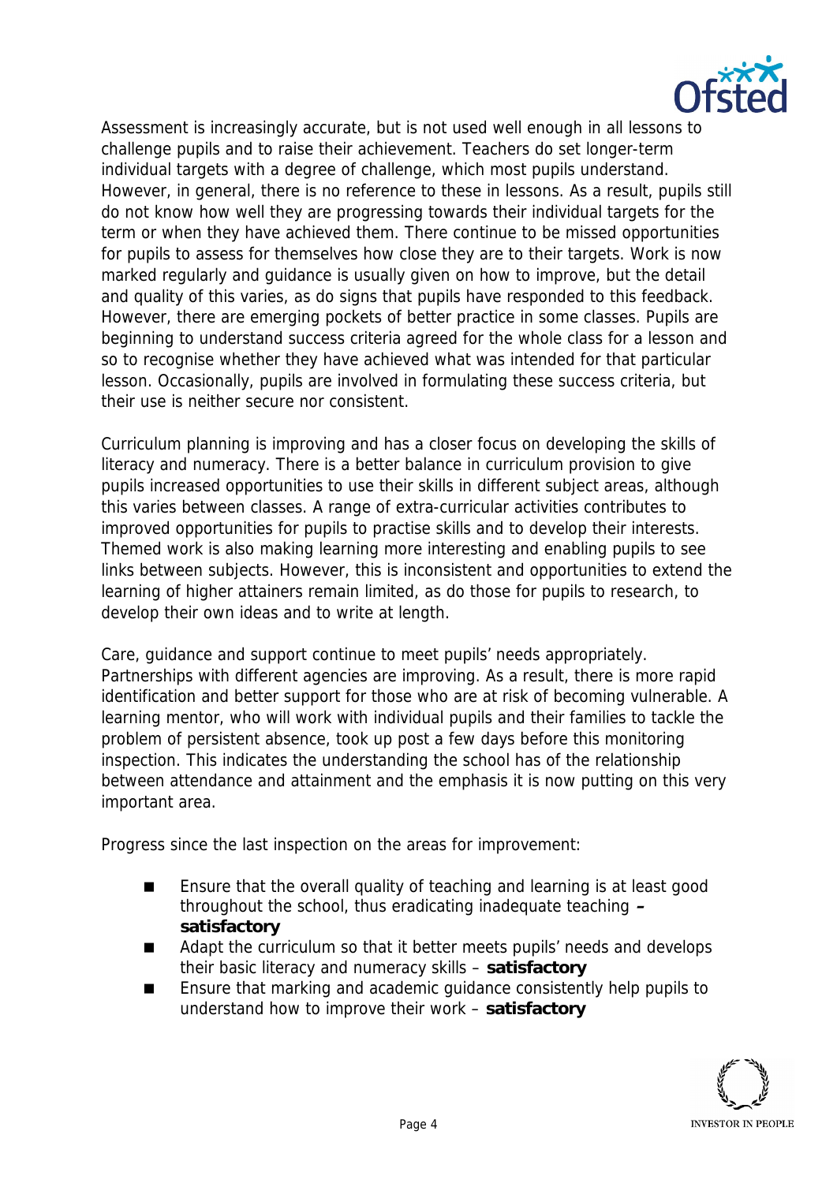Assessment is increasingly accurate, but is not used well enough in all lessons to challenge pupils and to raise their achievement. Teachers do set longer-term individual targets with a degree of challenge, which most pupils understand. However, in general, there is no reference to these in lessons. As a result, pupils still do not know how well they are progressing towards their individual targets for the term or when they have achieved them. There continue to be missed opportunities for pupils to assess for themselves how close they are to their targets. Work is now marked regularly and guidance is usually given on how to improve, but the detail and quality of this varies, as do signs that pupils have responded to this feedback. However, there are emerging pockets of better practice in some classes. Pupils are beginning to understand success criteria agreed for the whole class for a lesson and so to recognise whether they have achieved what was intended for that particular lesson. Occasionally, pupils are involved in formulating these success criteria, but their use is neither secure nor consistent.

Curriculum planning is improving and has a closer focus on developing the skills of literacy and numeracy. There is a better balance in curriculum provision to give pupils increased opportunities to use their skills in different subject areas, although this varies between classes. A range of extra-curricular activities contributes to improved opportunities for pupils to practise skills and to develop their interests. Themed work is also making learning more interesting and enabling pupils to see links between subjects. However, this is inconsistent and opportunities to extend the learning of higher attainers remain limited, as do those for pupils to research, to develop their own ideas and to write at length.

Care, guidance and support continue to meet pupils' needs appropriately. Partnerships with different agencies are improving. As a result, there is more rapid identification and better support for those who are at risk of becoming vulnerable. A learning mentor, who will work with individual pupils and their families to tackle the problem of persistent absence, took up post a few days before this monitoring inspection. This indicates the understanding the school has of the relationship between attendance and attainment and the emphasis it is now putting on this very important area.

Progress since the last inspection on the areas for improvement:

- Ensure that the overall quality of teaching and learning is at least good throughout the school, thus eradicating inadequate teaching **– satisfactory**
- Adapt the curriculum so that it better meets pupils' needs and develops their basic literacy and numeracy skills – **satisfactory**
- Ensure that marking and academic guidance consistently help pupils to understand how to improve their work – **satisfactory**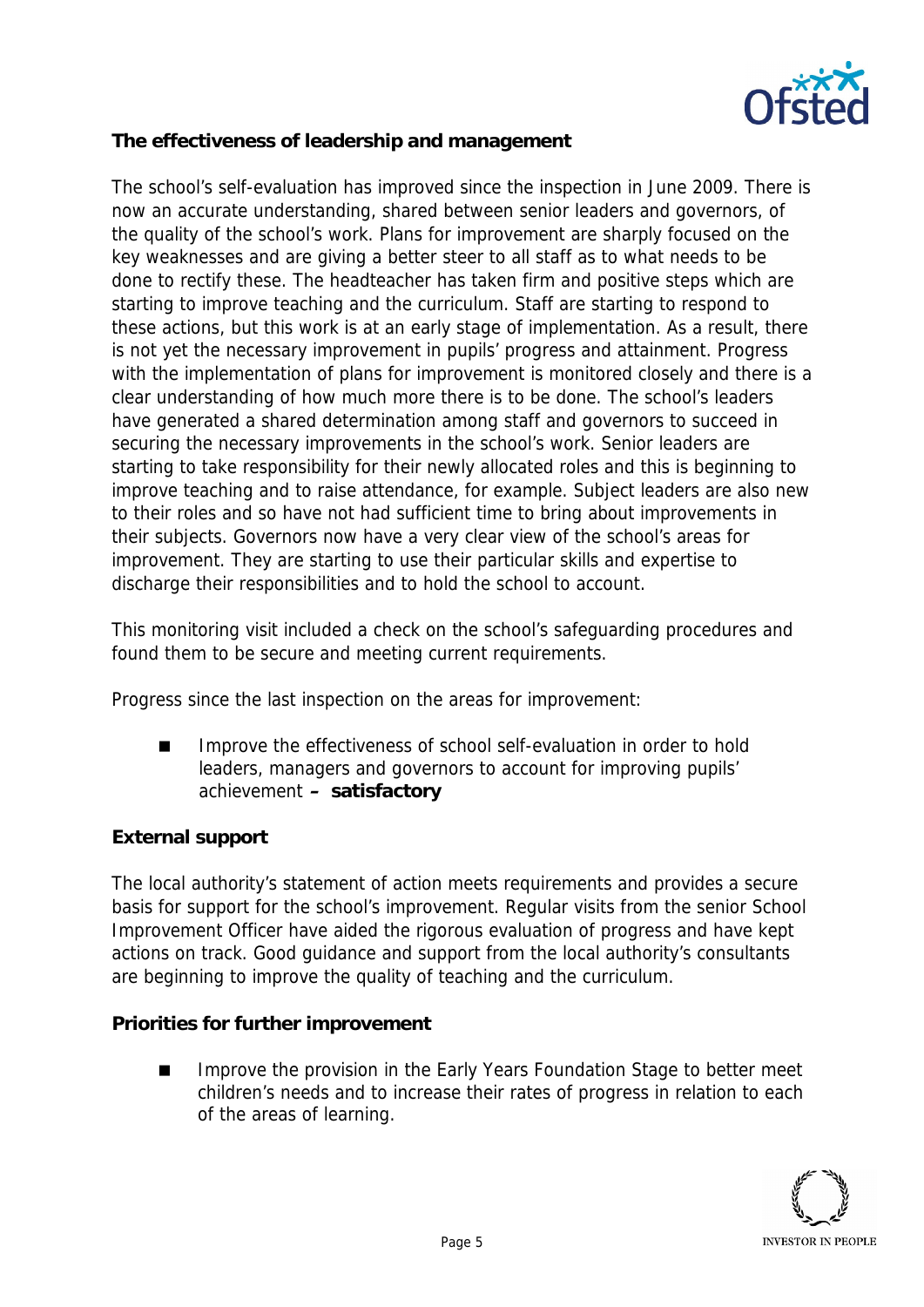**The effectiveness of leadership and management**

The school's self-evaluation has improved since the inspection in June 2009. There is now an accurate understanding, shared between senior leaders and governors, of the quality of the school's work. Plans for improvement are sharply focused on the key weaknesses and are giving a better steer to all staff as to what needs to be done to rectify these. The headteacher has taken firm and positive steps which are starting to improve teaching and the curriculum. Staff are starting to respond to these actions, but this work is at an early stage of implementation. As a result, there is not yet the necessary improvement in pupils' progress and attainment. Progress with the implementation of plans for improvement is monitored closely and there is a clear understanding of how much more there is to be done. The school's leaders have generated a shared determination among staff and governors to succeed in securing the necessary improvements in the school's work. Senior leaders are starting to take responsibility for their newly allocated roles and this is beginning to improve teaching and to raise attendance, for example. Subject leaders are also new to their roles and so have not had sufficient time to bring about improvements in their subjects. Governors now have a very clear view of the school's areas for improvement. They are starting to use their particular skills and expertise to discharge their responsibilities and to hold the school to account.

This monitoring visit included a check on the school's safeguarding procedures and found them to be secure and meeting current requirements.

Progress since the last inspection on the areas for improvement:

- Improve the effectiveness of school self-evaluation in order to hold leaders, managers and governors to account for improving pupils' achievement **– satisfactory**

**External support**

The local authority's statement of action meets requirements and provides a secure basis for support for the school's improvement. Regular visits from the senior School Improvement Officer have aided the rigorous evaluation of progress and have kept actions on track. Good guidance and support from the local authority's consultants are beginning to improve the quality of teaching and the curriculum.

**Priorities for further improvement**

- Improve the provision in the Early Years Foundation Stage to better meet children's needs and to increase their rates of progress in relation to each of the areas of learning.